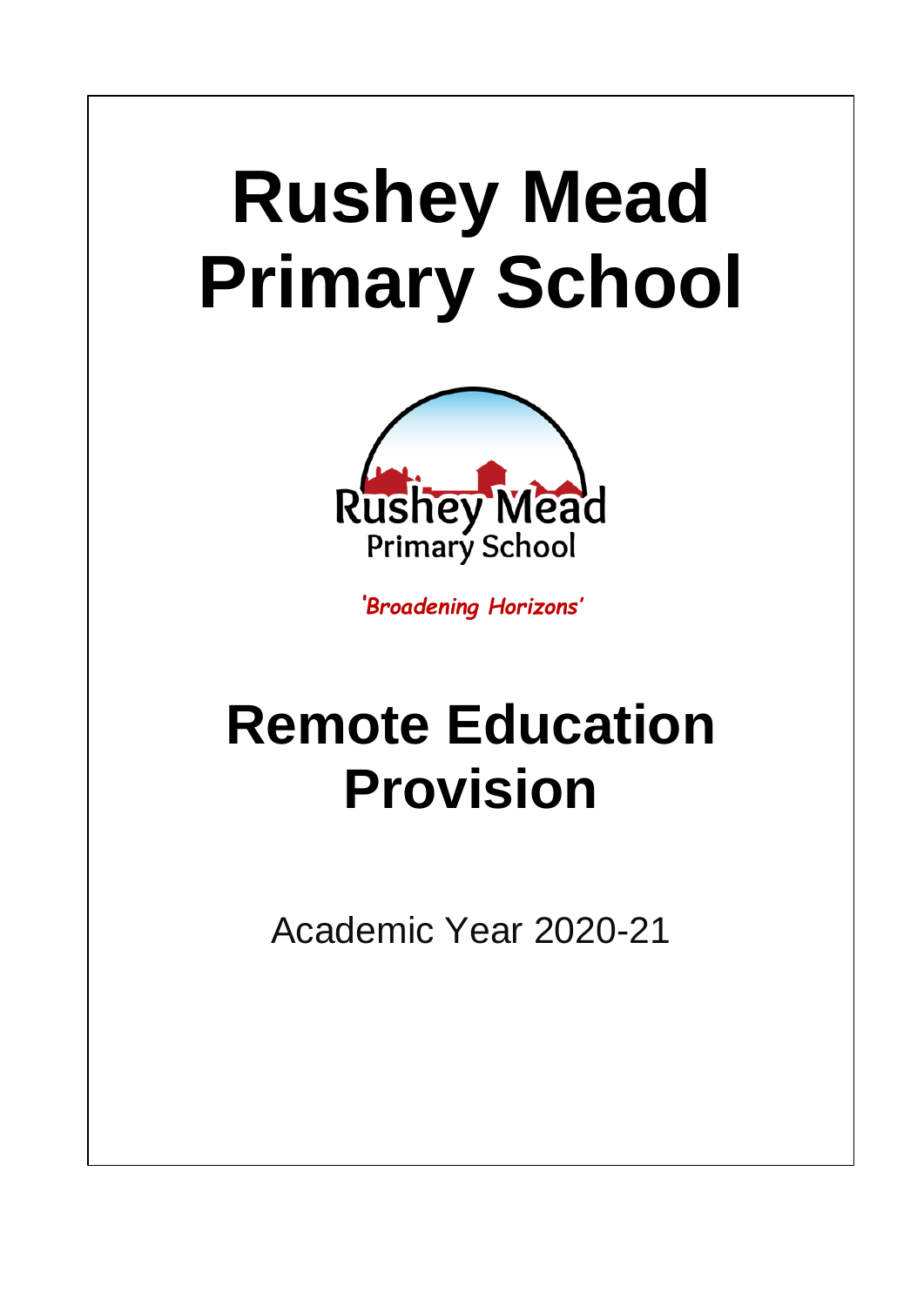# Rushey Mead Primary School

*'Broadening Horizons'*

# Remote Education Provision

Academic Year 2020-21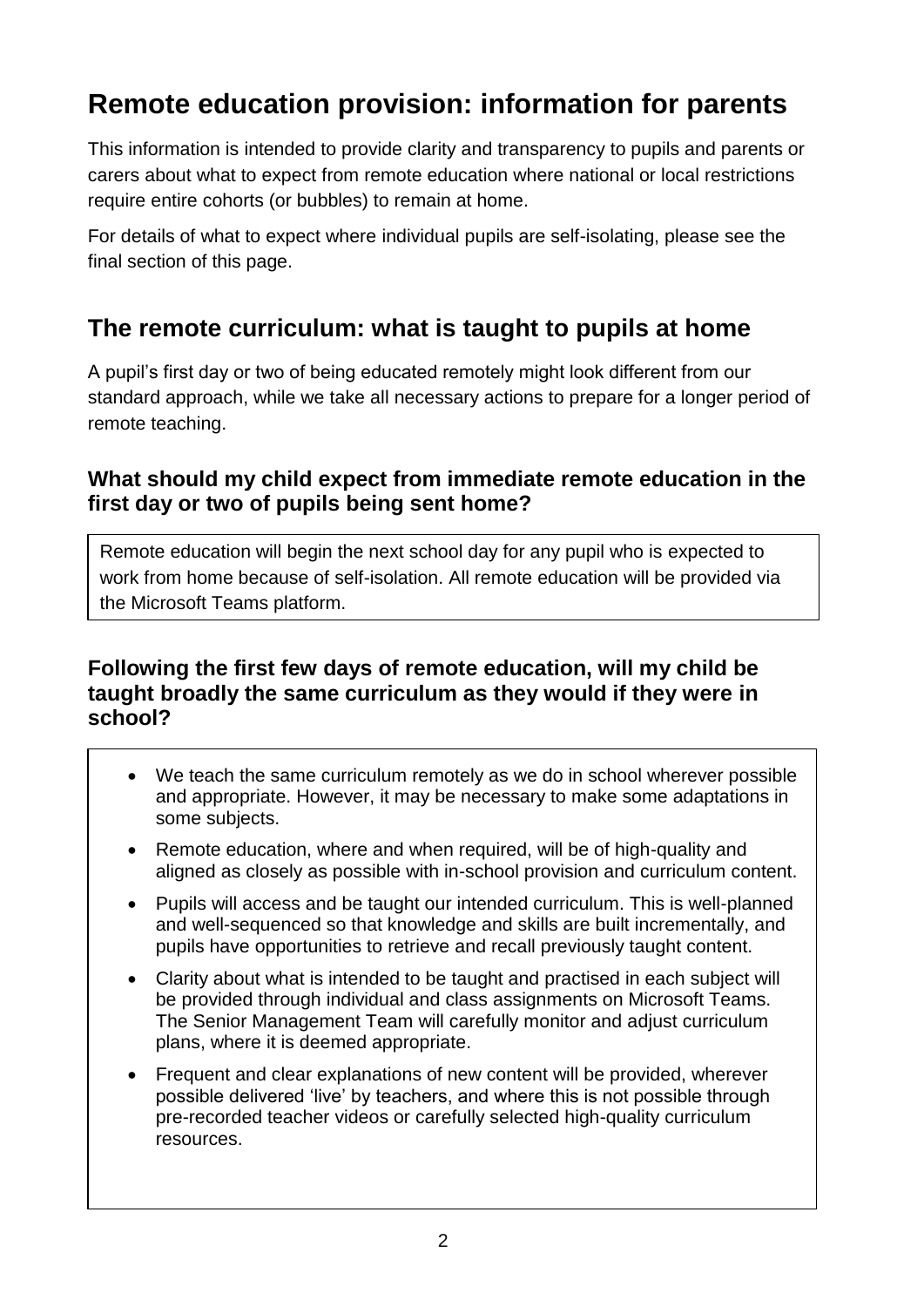# Remote education provision: information for parents

This information is intended to provide clarity and transparency to pupils and parents or carers about what to expect from remote education where national or local restrictions require entire cohorts (or bubbles) to remain at home.

For details of what to expect where individual pupils are self-isolating, please see the final section of this page.

## The remote curriculum: what is taught to pupils at home

A pupil's first day or two of being educated remotely might look different from our standard approach, while we take all necessary actions to prepare for a longer period of remote teaching.

### What should my child expect from immediate remote education in the first day or two of pupils being sent home?

Remote education will begin the next school day for any pupil who is expected to work from home because of self-isolation. All remote education will be provided via the Microsoft Teams platform.

### Following the first few days of remote education, will my child be taught broadly the same curriculum as they would if they were in school?

- We teach the same curriculum remotely as we do in school wherever possible and appropriate. However, it may be necessary to make some adaptations in some subjects.
- Remote education, where and when required, will be of high-quality and aligned as closely as possible with in-school provision and curriculum content.
- Pupils will access and be taught our intended curriculum. This is well-planned and well-sequenced so that knowledge and skills are built incrementally, and pupils have opportunities to retrieve and recall previously taught content.
- Clarity about what is intended to be taught and practised in each subject will be provided through individual and class assignments on Microsoft Teams. The Senior Management Team will carefully monitor and adjust curriculum plans, where it is deemed appropriate.
- Frequent and clear explanations of new content will be provided, wherever possible delivered 'live' by teachers, and where this is not possible through pre-recorded teacher videos or carefully selected high-quality curriculum resources.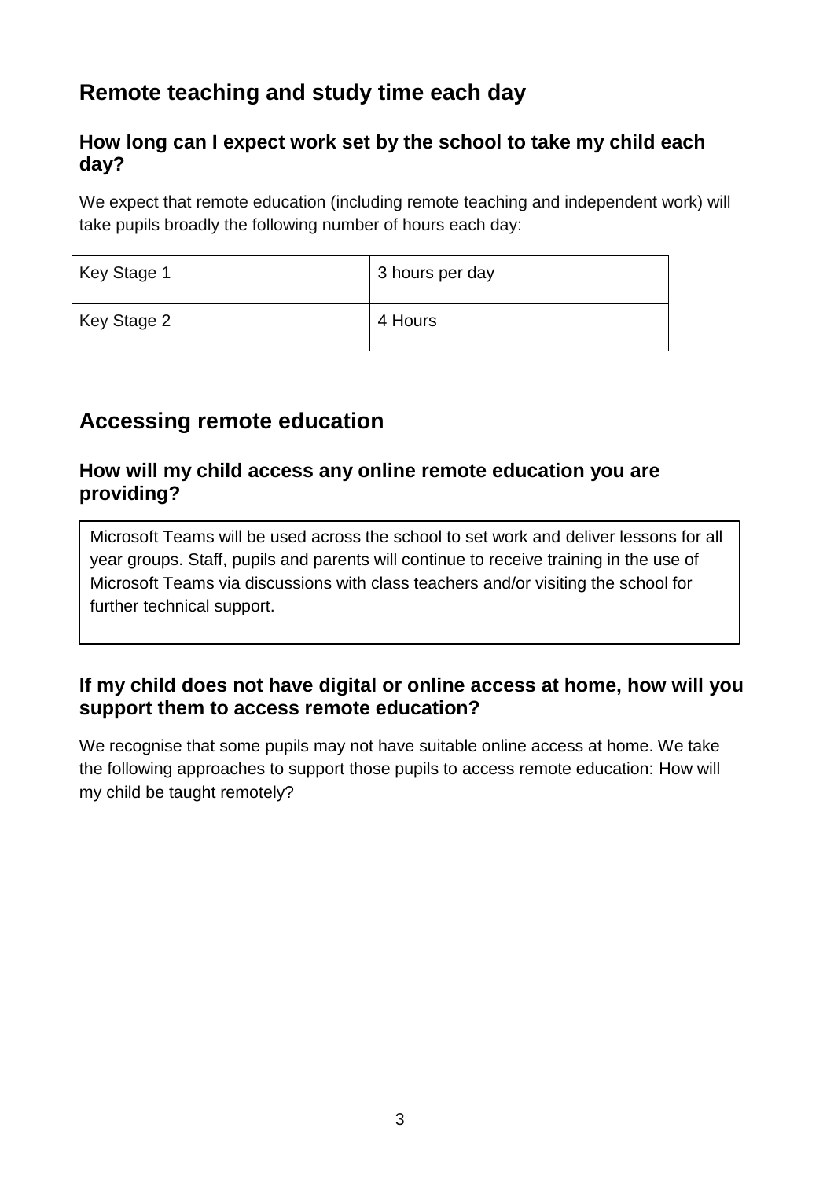## Remote teaching and study time each day

### How long can I expect work set by the school to take my child each day?

We expect that remote education (including remote teaching and independent work) will take pupils broadly the following number of hours each day:

| Key Stage 1 | 3 hours per day |
|---|---|
| Key Stage 2 | 4 Hours |

## Accessing remote education

### How will my child access any online remote education you are providing?

Microsoft Teams will be used across the school to set work and deliver lessons for all year groups. Staff, pupils and parents will continue to receive training in the use of Microsoft Teams via discussions with class teachers and/or visiting the school for further technical support.

### If my child does not have digital or online access at home, how will you support them to access remote education?

We recognise that some pupils may not have suitable online access at home. We take the following approaches to support those pupils to access remote education: How will my child be taught remotely?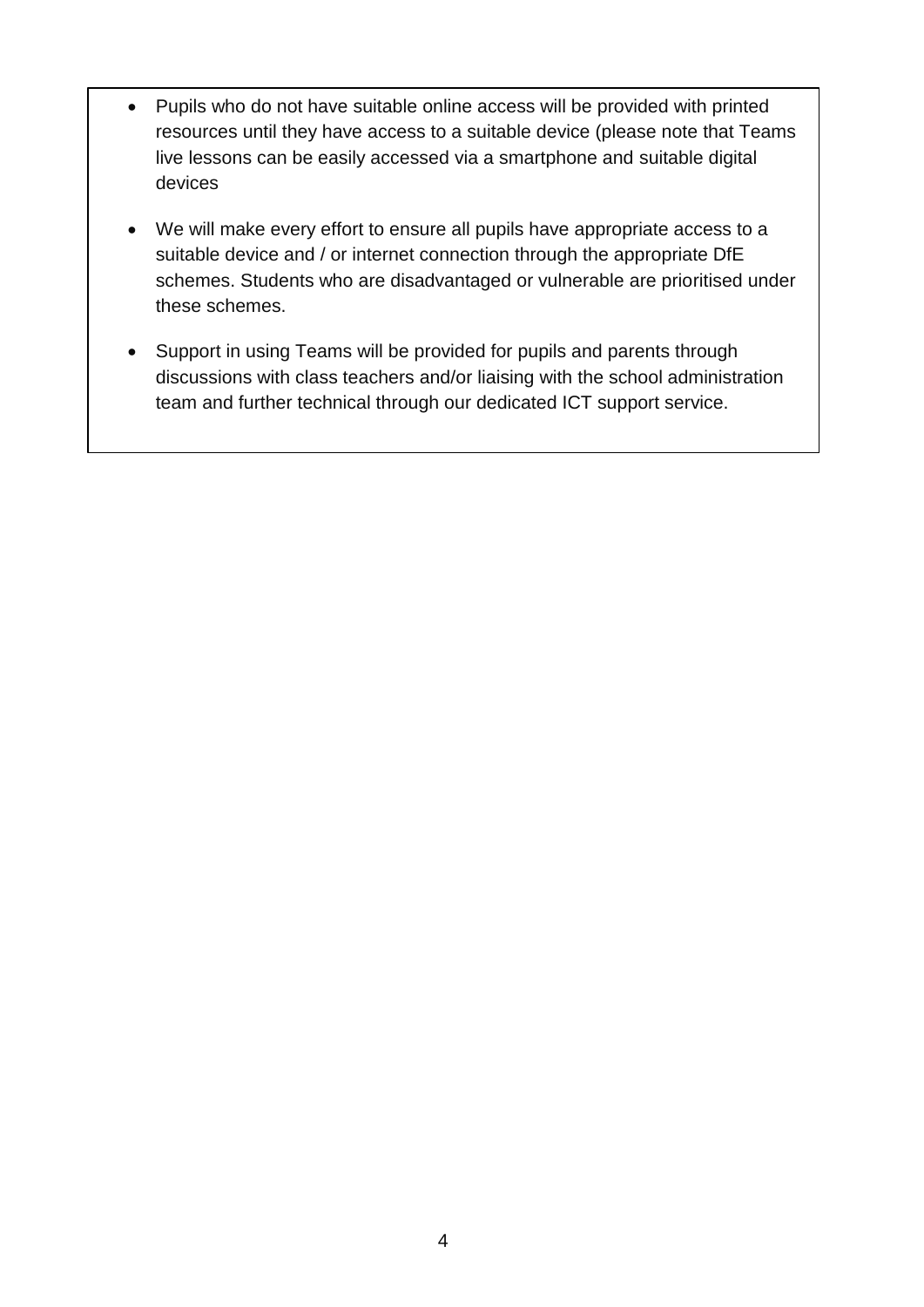- Pupils who do not have suitable online access will be provided with printed resources until they have access to a suitable device (please note that Teams live lessons can be easily accessed via a smartphone and suitable digital devices

- We will make every effort to ensure all pupils have appropriate access to a suitable device and / or internet connection through the appropriate DfE schemes. Students who are disadvantaged or vulnerable are prioritised under these schemes.

- Support in using Teams will be provided for pupils and parents through discussions with class teachers and/or liaising with the school administration team and further technical through our dedicated ICT support service.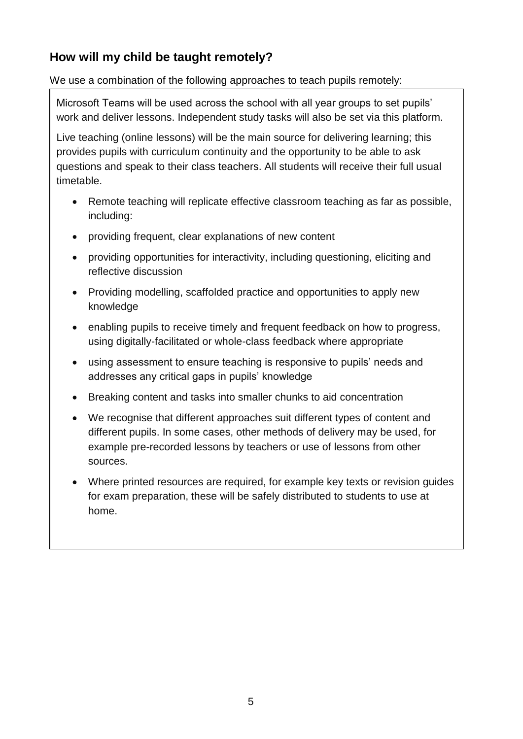## How will my child be taught remotely?

We use a combination of the following approaches to teach pupils remotely:

Microsoft Teams will be used across the school with all year groups to set pupils' work and deliver lessons. Independent study tasks will also be set via this platform.

Live teaching (online lessons) will be the main source for delivering learning; this provides pupils with curriculum continuity and the opportunity to be able to ask questions and speak to their class teachers. All students will receive their full usual timetable.

- Remote teaching will replicate effective classroom teaching as far as possible, including:
- providing frequent, clear explanations of new content
- providing opportunities for interactivity, including questioning, eliciting and reflective discussion
- Providing modelling, scaffolded practice and opportunities to apply new knowledge
- enabling pupils to receive timely and frequent feedback on how to progress, using digitally-facilitated or whole-class feedback where appropriate
- using assessment to ensure teaching is responsive to pupils' needs and addresses any critical gaps in pupils' knowledge
- Breaking content and tasks into smaller chunks to aid concentration
- We recognise that different approaches suit different types of content and different pupils. In some cases, other methods of delivery may be used, for example pre-recorded lessons by teachers or use of lessons from other sources.
- Where printed resources are required, for example key texts or revision guides for exam preparation, these will be safely distributed to students to use at home.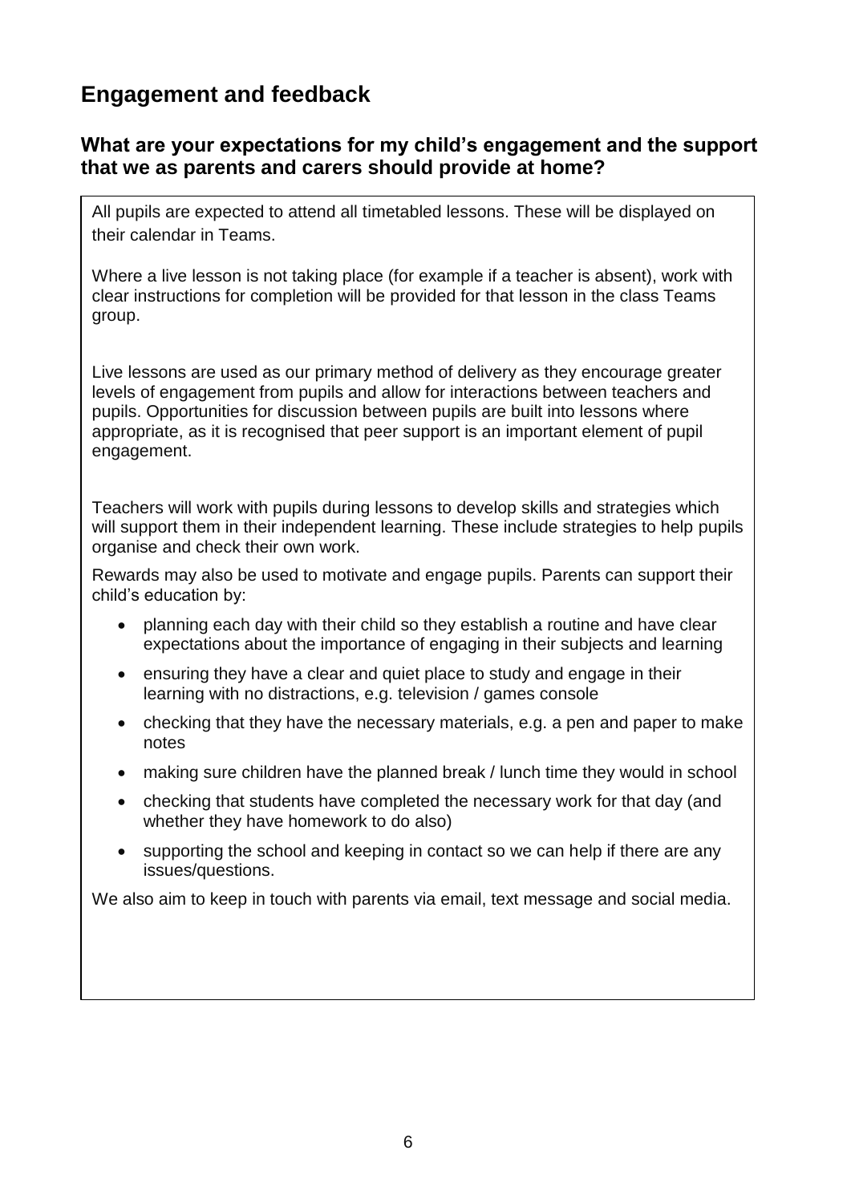## Engagement and feedback

### What are your expectations for my child's engagement and the support that we as parents and carers should provide at home?

All pupils are expected to attend all timetabled lessons. These will be displayed on their calendar in Teams.

Where a live lesson is not taking place (for example if a teacher is absent), work with clear instructions for completion will be provided for that lesson in the class Teams group.

Live lessons are used as our primary method of delivery as they encourage greater levels of engagement from pupils and allow for interactions between teachers and pupils. Opportunities for discussion between pupils are built into lessons where appropriate, as it is recognised that peer support is an important element of pupil engagement.

Teachers will work with pupils during lessons to develop skills and strategies which will support them in their independent learning. These include strategies to help pupils organise and check their own work.

Rewards may also be used to motivate and engage pupils. Parents can support their child's education by:

- planning each day with their child so they establish a routine and have clear expectations about the importance of engaging in their subjects and learning
- ensuring they have a clear and quiet place to study and engage in their learning with no distractions, e.g. television / games console
- checking that they have the necessary materials, e.g. a pen and paper to make notes
- making sure children have the planned break / lunch time they would in school
- checking that students have completed the necessary work for that day (and whether they have homework to do also)
- supporting the school and keeping in contact so we can help if there are any issues/questions.

We also aim to keep in touch with parents via email, text message and social media.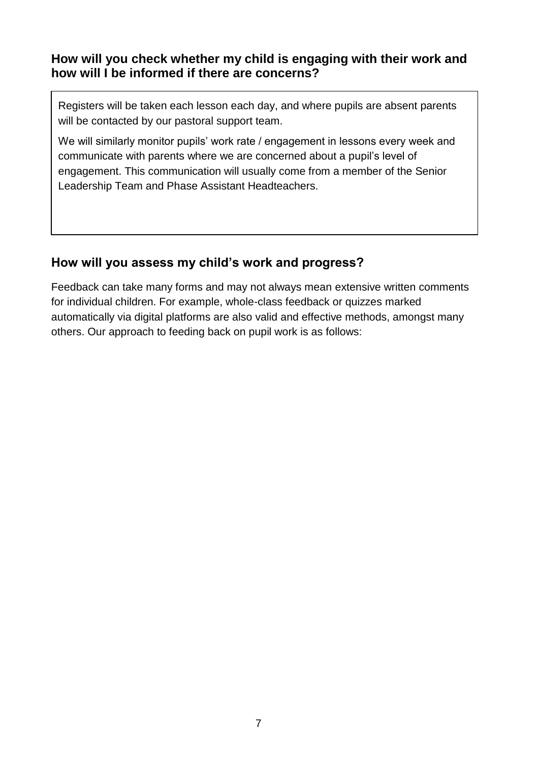## How will you check whether my child is engaging with their work and how will I be informed if there are concerns?

Registers will be taken each lesson each day, and where pupils are absent parents will be contacted by our pastoral support team.

We will similarly monitor pupils' work rate / engagement in lessons every week and communicate with parents where we are concerned about a pupil's level of engagement. This communication will usually come from a member of the Senior Leadership Team and Phase Assistant Headteachers.

## How will you assess my child's work and progress?

Feedback can take many forms and may not always mean extensive written comments for individual children. For example, whole-class feedback or quizzes marked automatically via digital platforms are also valid and effective methods, amongst many others. Our approach to feeding back on pupil work is as follows: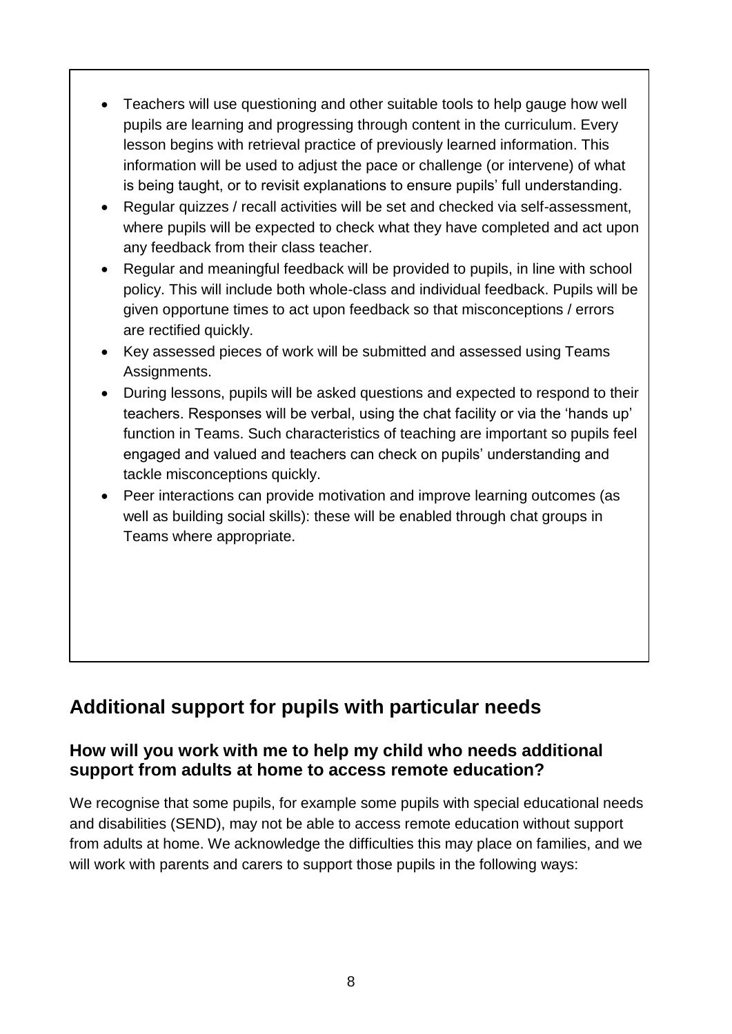- Teachers will use questioning and other suitable tools to help gauge how well pupils are learning and progressing through content in the curriculum. Every lesson begins with retrieval practice of previously learned information. This information will be used to adjust the pace or challenge (or intervene) of what is being taught, or to revisit explanations to ensure pupils' full understanding.
- Regular quizzes / recall activities will be set and checked via self-assessment, where pupils will be expected to check what they have completed and act upon any feedback from their class teacher.
- Regular and meaningful feedback will be provided to pupils, in line with school policy. This will include both whole-class and individual feedback. Pupils will be given opportune times to act upon feedback so that misconceptions / errors are rectified quickly.
- Key assessed pieces of work will be submitted and assessed using Teams Assignments.
- During lessons, pupils will be asked questions and expected to respond to their teachers. Responses will be verbal, using the chat facility or via the 'hands up' function in Teams. Such characteristics of teaching are important so pupils feel engaged and valued and teachers can check on pupils' understanding and tackle misconceptions quickly.
- Peer interactions can provide motivation and improve learning outcomes (as well as building social skills): these will be enabled through chat groups in Teams where appropriate.

## Additional support for pupils with particular needs

### How will you work with me to help my child who needs additional support from adults at home to access remote education?

We recognise that some pupils, for example some pupils with special educational needs and disabilities (SEND), may not be able to access remote education without support from adults at home. We acknowledge the difficulties this may place on families, and we will work with parents and carers to support those pupils in the following ways: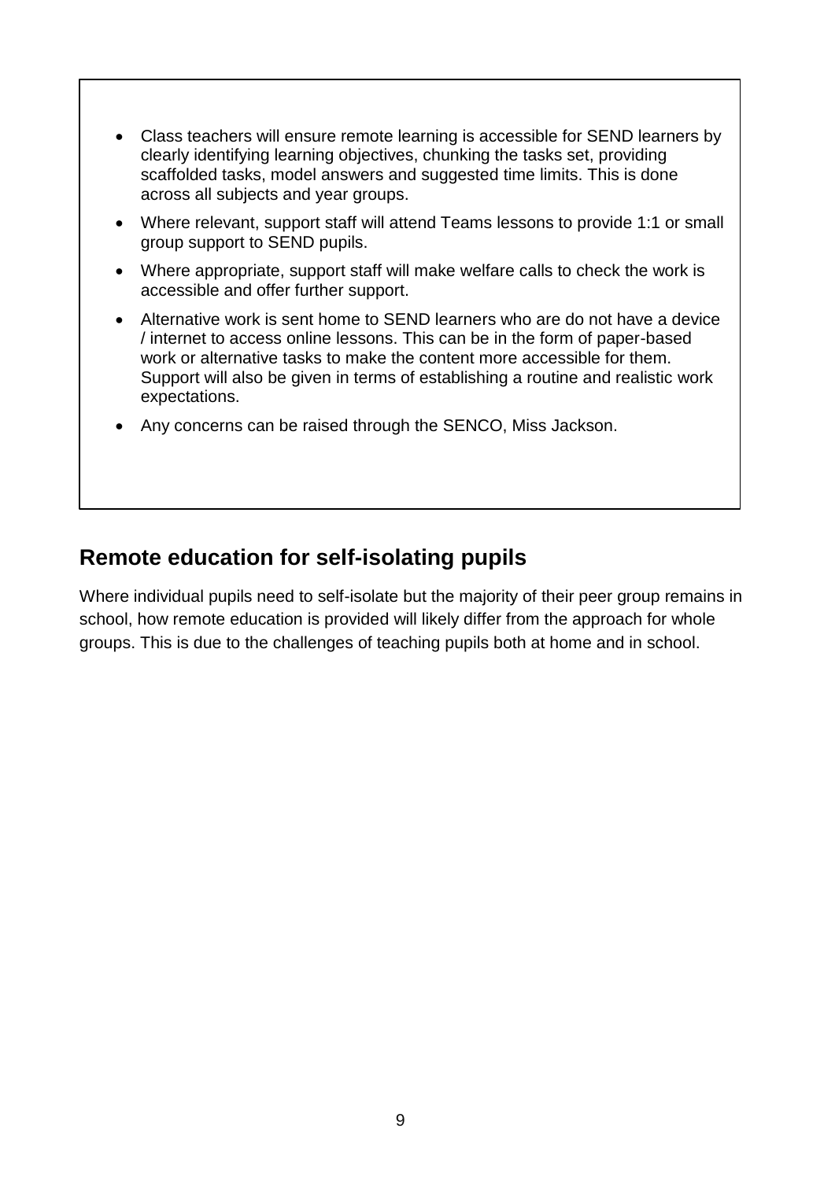- Class teachers will ensure remote learning is accessible for SEND learners by clearly identifying learning objectives, chunking the tasks set, providing scaffolded tasks, model answers and suggested time limits. This is done across all subjects and year groups.
- Where relevant, support staff will attend Teams lessons to provide 1:1 or small group support to SEND pupils.
- Where appropriate, support staff will make welfare calls to check the work is accessible and offer further support.
- Alternative work is sent home to SEND learners who are do not have a device / internet to access online lessons. This can be in the form of paper-based work or alternative tasks to make the content more accessible for them. Support will also be given in terms of establishing a routine and realistic work expectations.
- Any concerns can be raised through the SENCO, Miss Jackson.

## Remote education for self-isolating pupils

Where individual pupils need to self-isolate but the majority of their peer group remains in school, how remote education is provided will likely differ from the approach for whole groups. This is due to the challenges of teaching pupils both at home and in school.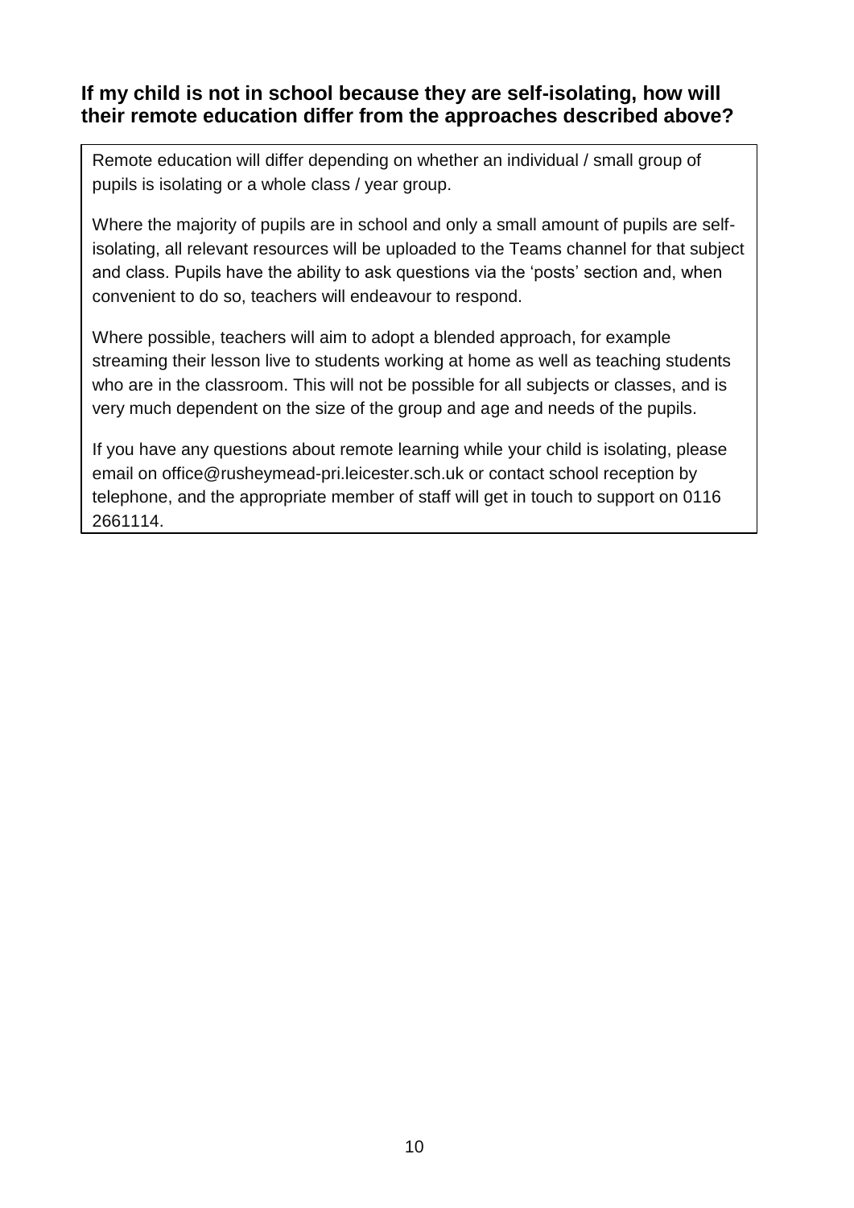## If my child is not in school because they are self-isolating, how will their remote education differ from the approaches described above?

Remote education will differ depending on whether an individual / small group of pupils is isolating or a whole class / year group.

Where the majority of pupils are in school and only a small amount of pupils are self-isolating, all relevant resources will be uploaded to the Teams channel for that subject and class. Pupils have the ability to ask questions via the 'posts' section and, when convenient to do so, teachers will endeavour to respond.

Where possible, teachers will aim to adopt a blended approach, for example streaming their lesson live to students working at home as well as teaching students who are in the classroom. This will not be possible for all subjects or classes, and is very much dependent on the size of the group and age and needs of the pupils.

If you have any questions about remote learning while your child is isolating, please email on office@rusheymead-pri.leicester.sch.uk or contact school reception by telephone, and the appropriate member of staff will get in touch to support on 0116 2661114.